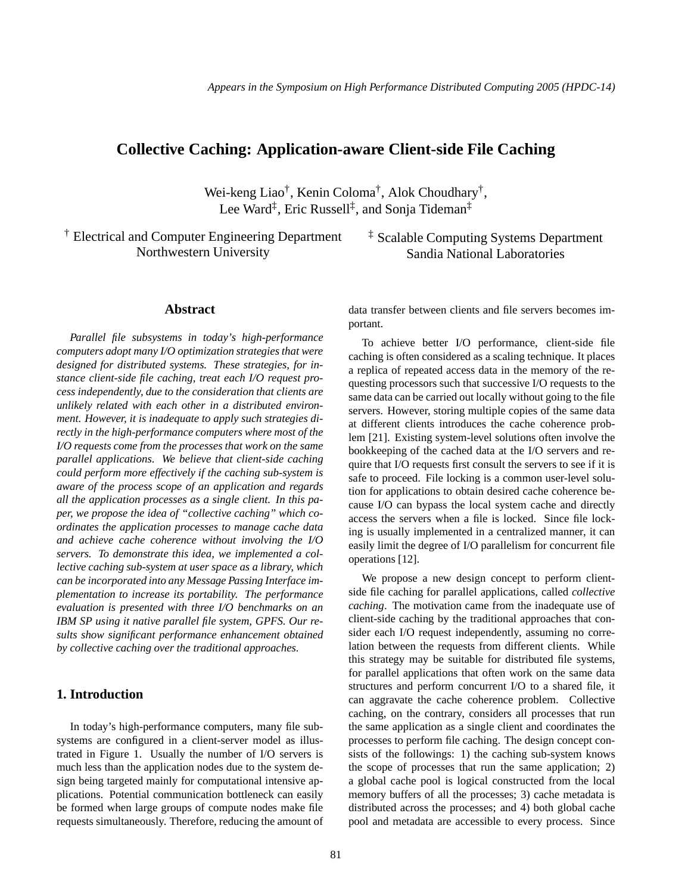*Appears in the Symposium on High Performance Distributed Computing 2005 (HPDC-14)*

# Collective Caching: Application-aware Client-side File Caching

Wei-keng Liao[†], Kenin Coloma[†], Alok Choudhary[†],
Lee Ward[‡], Eric Russell[‡], and Sonja Tideman[‡]

[†] Electrical and Computer Engineering Department
Northwestern University

[‡] Scalable Computing Systems Department
Sandia National Laboratories

## Abstract

*Parallel file subsystems in today's high-performance computers adopt many I/O optimization strategies that were designed for distributed systems. These strategies, for instance client-side file caching, treat each I/O request process independently, due to the consideration that clients are unlikely related with each other in a distributed environment. However, it is inadequate to apply such strategies directly in the high-performance computers where most of the I/O requests come from the processes that work on the same parallel applications. We believe that client-side caching could perform more effectively if the caching sub-system is aware of the process scope of an application and regards all the application processes as a single client. In this paper, we propose the idea of "collective caching" which coordinates the application processes to manage cache data and achieve cache coherence without involving the I/O servers. To demonstrate this idea, we implemented a collective caching sub-system at user space as a library, which can be incorporated into any Message Passing Interface implementation to increase its portability. The performance evaluation is presented with three I/O benchmarks on an IBM SP using it native parallel file system, GPFS. Our results show significant performance enhancement obtained by collective caching over the traditional approaches.*

## 1. Introduction

In today's high-performance computers, many file subsystems are configured in a client-server model as illustrated in Figure 1. Usually the number of I/O servers is much less than the application nodes due to the system design being targeted mainly for computational intensive applications. Potential communication bottleneck can easily be formed when large groups of compute nodes make file requests simultaneously. Therefore, reducing the amount of data transfer between clients and file servers becomes important.

To achieve better I/O performance, client-side file caching is often considered as a scaling technique. It places a replica of repeated access data in the memory of the requesting processors such that successive I/O requests to the same data can be carried out locally without going to the file servers. However, storing multiple copies of the same data at different clients introduces the cache coherence problem [21]. Existing system-level solutions often involve the bookkeeping of the cached data at the I/O servers and require that I/O requests first consult the servers to see if it is safe to proceed. File locking is a common user-level solution for applications to obtain desired cache coherence because I/O can bypass the local system cache and directly access the servers when a file is locked. Since file locking is usually implemented in a centralized manner, it can easily limit the degree of I/O parallelism for concurrent file operations [12].

We propose a new design concept to perform client-side file caching for parallel applications, called *collective caching*. The motivation came from the inadequate use of client-side caching by the traditional approaches that consider each I/O request independently, assuming no correlation between the requests from different clients. While this strategy may be suitable for distributed file systems, for parallel applications that often work on the same data structures and perform concurrent I/O to a shared file, it can aggravate the cache coherence problem. Collective caching, on the contrary, considers all processes that run the same application as a single client and coordinates the processes to perform file caching. The design concept consists of the followings: 1) the caching sub-system knows the scope of processes that run the same application; 2) a global cache pool is logical constructed from the local memory buffers of all the processes; 3) cache metadata is distributed across the processes; and 4) both global cache pool and metadata are accessible to every process. Since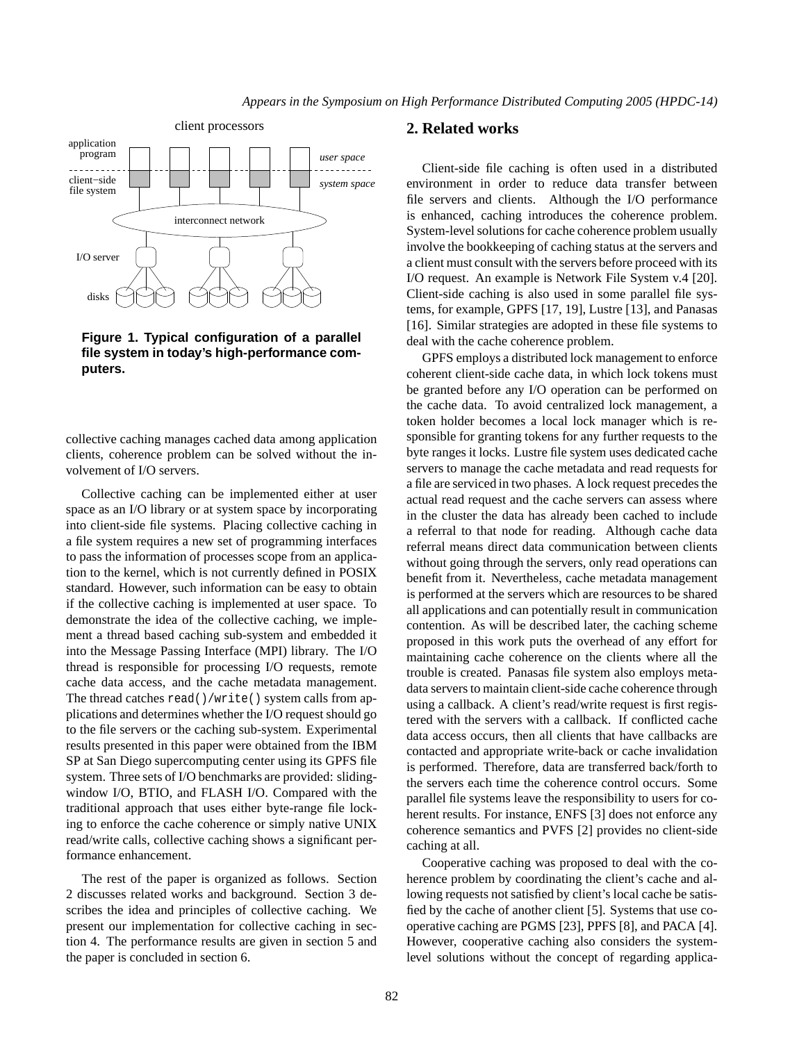**Figure 1. Typical configuration of a parallel file system in today's high-performance computers.**

collective caching manages cached data among application clients, coherence problem can be solved without the involvement of I/O servers.

Collective caching can be implemented either at user space as an I/O library or at system space by incorporating into client-side file systems. Placing collective caching in a file system requires a new set of programming interfaces to pass the information of processes scope from an application to the kernel, which is not currently defined in POSIX standard. However, such information can be easy to obtain if the collective caching is implemented at user space. To demonstrate the idea of the collective caching, we implement a thread based caching sub-system and embedded it into the Message Passing Interface (MPI) library. The I/O thread is responsible for processing I/O requests, remote cache data access, and the cache metadata management. The thread catches `read()/write()` system calls from applications and determines whether the I/O request should go to the file servers or the caching sub-system. Experimental results presented in this paper were obtained from the IBM SP at San Diego supercomputing center using its GPFS file system. Three sets of I/O benchmarks are provided: sliding-window I/O, BTIO, and FLASH I/O. Compared with the traditional approach that uses either byte-range file locking to enforce the cache coherence or simply native UNIX read/write calls, collective caching shows a significant performance enhancement.

The rest of the paper is organized as follows. Section 2 discusses related works and background. Section 3 describes the idea and principles of collective caching. We present our implementation for collective caching in section 4. The performance results are given in section 5 and the paper is concluded in section 6.

## 2. Related works

Client-side file caching is often used in a distributed environment in order to reduce data transfer between file servers and clients. Although the I/O performance is enhanced, caching introduces the coherence problem. System-level solutions for cache coherence problem usually involve the bookkeeping of caching status at the servers and a client must consult with the servers before proceed with its I/O request. An example is Network File System v.4 [20]. Client-side caching is also used in some parallel file systems, for example, GPFS [17, 19], Lustre [13], and Panasas [16]. Similar strategies are adopted in these file systems to deal with the cache coherence problem.

GPFS employs a distributed lock management to enforce coherent client-side cache data, in which lock tokens must be granted before any I/O operation can be performed on the cache data. To avoid centralized lock management, a token holder becomes a local lock manager which is responsible for granting tokens for any further requests to the byte ranges it locks. Lustre file system uses dedicated cache servers to manage the cache metadata and read requests for a file are serviced in two phases. A lock request precedes the actual read request and the cache servers can assess where in the cluster the data has already been cached to include a referral to that node for reading. Although cache data referral means direct data communication between clients without going through the servers, only read operations can benefit from it. Nevertheless, cache metadata management is performed at the servers which are resources to be shared all applications and can potentially result in communication contention. As will be described later, the caching scheme proposed in this work puts the overhead of any effort for maintaining cache coherence on the clients where all the trouble is created. Panasas file system also employs metadata servers to maintain client-side cache coherence through using a callback. A client's read/write request is first registered with the servers with a callback. If conflicted cache data access occurs, then all clients that have callbacks are contacted and appropriate write-back or cache invalidation is performed. Therefore, data are transferred back/forth to the servers each time the coherence control occurs. Some parallel file systems leave the responsibility to users for coherent results. For instance, ENFS [3] does not enforce any coherence semantics and PVFS [2] provides no client-side caching at all.

Cooperative caching was proposed to deal with the coherence problem by coordinating the client's cache and allowing requests not satisfied by client's local cache be satisfied by the cache of another client [5]. Systems that use cooperative caching are PGMS [23], PPFS [8], and PACA [4]. However, cooperative caching also considers the system-level solutions without the concept of regarding applica-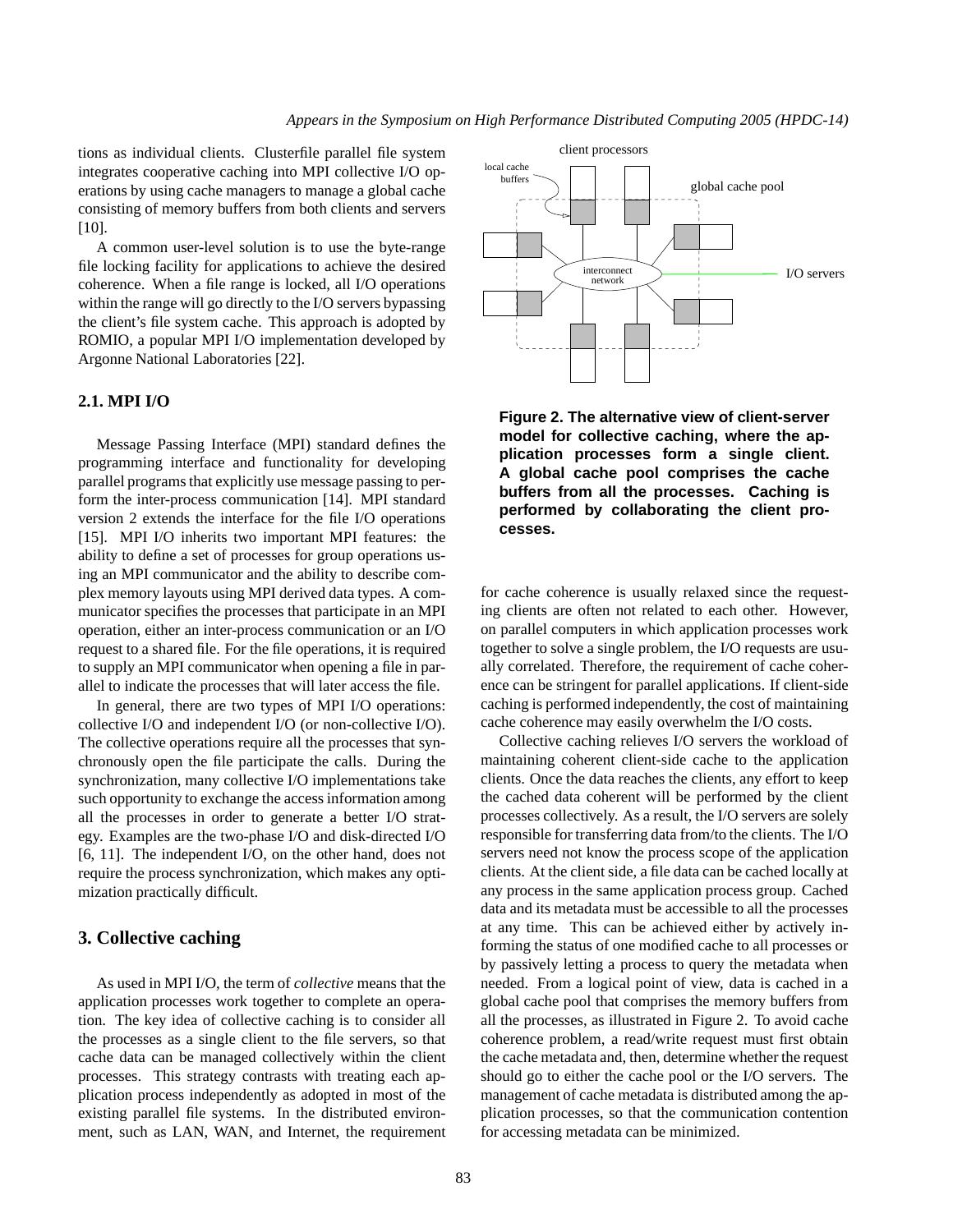tions as individual clients. Clusterfile parallel file system integrates cooperative caching into MPI collective I/O operations by using cache managers to manage a global cache consisting of memory buffers from both clients and servers [10].

A common user-level solution is to use the byte-range file locking facility for applications to achieve the desired coherence. When a file range is locked, all I/O operations within the range will go directly to the I/O servers bypassing the client's file system cache. This approach is adopted by ROMIO, a popular MPI I/O implementation developed by Argonne National Laboratories [22].

### 2.1. MPI I/O

Message Passing Interface (MPI) standard defines the programming interface and functionality for developing parallel programs that explicitly use message passing to perform the inter-process communication [14]. MPI standard version 2 extends the interface for the file I/O operations [15]. MPI I/O inherits two important MPI features: the ability to define a set of processes for group operations using an MPI communicator and the ability to describe complex memory layouts using MPI derived data types. A communicator specifies the processes that participate in an MPI operation, either an inter-process communication or an I/O request to a shared file. For the file operations, it is required to supply an MPI communicator when opening a file in parallel to indicate the processes that will later access the file.

In general, there are two types of MPI I/O operations: collective I/O and independent I/O (or non-collective I/O). The collective operations require all the processes that synchronously open the file participate the calls. During the synchronization, many collective I/O implementations take such opportunity to exchange the access information among all the processes in order to generate a better I/O strategy. Examples are the two-phase I/O and disk-directed I/O [6, 11]. The independent I/O, on the other hand, does not require the process synchronization, which makes any optimization practically difficult.

## 3. Collective caching

As used in MPI I/O, the term of *collective* means that the application processes work together to complete an operation. The key idea of collective caching is to consider all the processes as a single client to the file servers, so that cache data can be managed collectively within the client processes. This strategy contrasts with treating each application process independently as adopted in most of the existing parallel file systems. In the distributed environment, such as LAN, WAN, and Internet, the requirement for cache coherence is usually relaxed since the requesting clients are often not related to each other. However, on parallel computers in which application processes work together to solve a single problem, the I/O requests are usually correlated. Therefore, the requirement of cache coherence can be stringent for parallel applications. If client-side caching is performed independently, the cost of maintaining cache coherence may easily overwhelm the I/O costs.

**Figure 2. The alternative view of client-server model for collective caching, where the application processes form a single client. A global cache pool comprises the cache buffers from all the processes. Caching is performed by collaborating the client processes.**

Collective caching relieves I/O servers the workload of maintaining coherent client-side cache to the application clients. Once the data reaches the clients, any effort to keep the cached data coherent will be performed by the client processes collectively. As a result, the I/O servers are solely responsible for transferring data from/to the clients. The I/O servers need not know the process scope of the application clients. At the client side, a file data can be cached locally at any process in the same application process group. Cached data and its metadata must be accessible to all the processes at any time. This can be achieved either by actively informing the status of one modified cache to all processes or by passively letting a process to query the metadata when needed. From a logical point of view, data is cached in a global cache pool that comprises the memory buffers from all the processes, as illustrated in Figure 2. To avoid cache coherence problem, a read/write request must first obtain the cache metadata and, then, determine whether the request should go to either the cache pool or the I/O servers. The management of cache metadata is distributed among the application processes, so that the communication contention for accessing metadata can be minimized.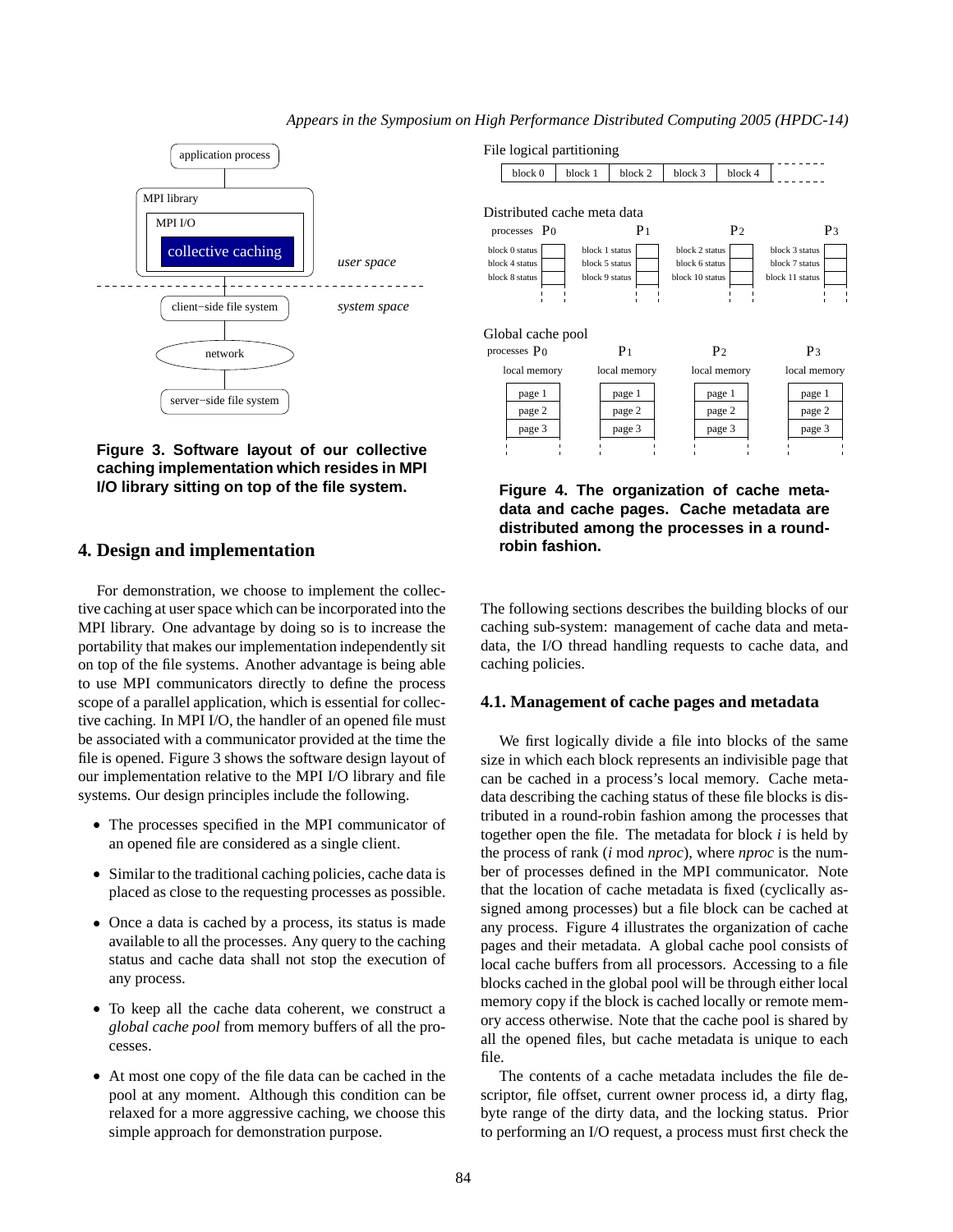**Figure 3. Software layout of our collective caching implementation which resides in MPI I/O library sitting on top of the file system.**

## 4. Design and implementation

For demonstration, we choose to implement the collective caching at user space which can be incorporated into the MPI library. One advantage by doing so is to increase the portability that makes our implementation independently sit on top of the file systems. Another advantage is being able to use MPI communicators directly to define the process scope of a parallel application, which is essential for collective caching. In MPI I/O, the handler of an opened file must be associated with a communicator provided at the time the file is opened. Figure 3 shows the software design layout of our implementation relative to the MPI I/O library and file systems. Our design principles include the following.

- The processes specified in the MPI communicator of an opened file are considered as a single client.
- Similar to the traditional caching policies, cache data is placed as close to the requesting processes as possible.
- Once a data is cached by a process, its status is made available to all the processes. Any query to the caching status and cache data shall not stop the execution of any process.
- To keep all the cache data coherent, we construct a *global cache pool* from memory buffers of all the processes.
- At most one copy of the file data can be cached in the pool at any moment. Although this condition can be relaxed for a more aggressive caching, we choose this simple approach for demonstration purpose.

**Figure 4. The organization of cache metadata and cache pages. Cache metadata are distributed among the processes in a round-robin fashion.**

The following sections describes the building blocks of our caching sub-system: management of cache data and metadata, the I/O thread handling requests to cache data, and caching policies.

### 4.1. Management of cache pages and metadata

We first logically divide a file into blocks of the same size in which each block represents an indivisible page that can be cached in a process's local memory. Cache metadata describing the caching status of these file blocks is distributed in a round-robin fashion among the processes that together open the file. The metadata for block $i$ is held by the process of rank ($i$ mod $nproc$), where $nproc$ is the number of processes defined in the MPI communicator. Note that the location of cache metadata is fixed (cyclically assigned among processes) but a file block can be cached at any process. Figure 4 illustrates the organization of cache pages and their metadata. A global cache pool consists of local cache buffers from all processors. Accessing to a file blocks cached in the global pool will be through either local memory copy if the block is cached locally or remote memory access otherwise. Note that the cache pool is shared by all the opened files, but cache metadata is unique to each file.

The contents of a cache metadata includes the file descriptor, file offset, current owner process id, a dirty flag, byte range of the dirty data, and the locking status. Prior to performing an I/O request, a process must first check the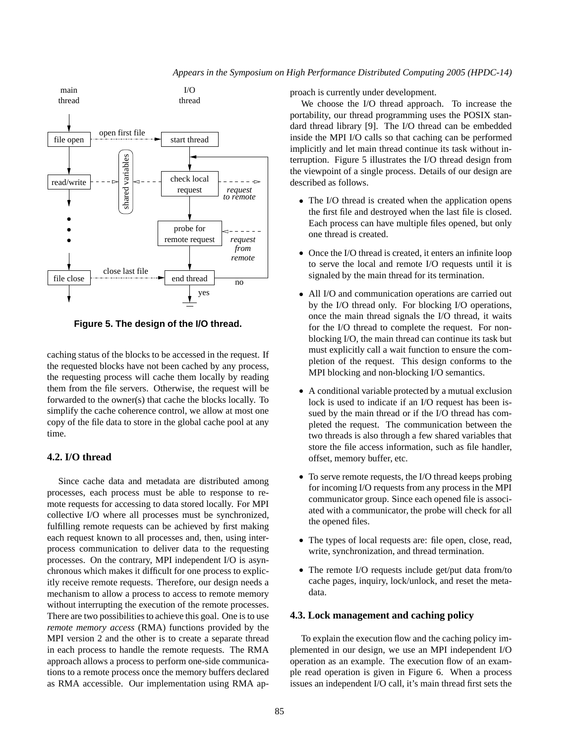Figure 5. The design of the I/O thread.

caching status of the blocks to be accessed in the request. If the requested blocks have not been cached by any process, the requesting process will cache them locally by reading them from the file servers. Otherwise, the request will be forwarded to the owner(s) that cache the blocks locally. To simplify the cache coherence control, we allow at most one copy of the file data to store in the global cache pool at any time.

### 4.2. I/O thread

Since cache data and metadata are distributed among processes, each process must be able to response to remote requests for accessing to data stored locally. For MPI collective I/O where all processes must be synchronized, fulfilling remote requests can be achieved by first making each request known to all processes and, then, using interprocess communication to deliver data to the requesting processes. On the contrary, MPI independent I/O is asynchronous which makes it difficult for one process to explicitly receive remote requests. Therefore, our design needs a mechanism to allow a process to access to remote memory without interrupting the execution of the remote processes. There are two possibilities to achieve this goal. One is to use *remote memory access* (RMA) functions provided by the MPI version 2 and the other is to create a separate thread in each process to handle the remote requests. The RMA approach allows a process to perform one-side communications to a remote process once the memory buffers declared as RMA accessible. Our implementation using RMA approach is currently under development.

We choose the I/O thread approach. To increase the portability, our thread programming uses the POSIX standard thread library [9]. The I/O thread can be embedded inside the MPI I/O calls so that caching can be performed implicitly and let main thread continue its task without interruption. Figure 5 illustrates the I/O thread design from the viewpoint of a single process. Details of our design are described as follows.

- The I/O thread is created when the application opens the first file and destroyed when the last file is closed. Each process can have multiple files opened, but only one thread is created.
- Once the I/O thread is created, it enters an infinite loop to serve the local and remote I/O requests until it is signaled by the main thread for its termination.
- All I/O and communication operations are carried out by the I/O thread only. For blocking I/O operations, once the main thread signals the I/O thread, it waits for the I/O thread to complete the request. For non-blocking I/O, the main thread can continue its task but must explicitly call a wait function to ensure the completion of the request. This design conforms to the MPI blocking and non-blocking I/O semantics.
- A conditional variable protected by a mutual exclusion lock is used to indicate if an I/O request has been issued by the main thread or if the I/O thread has completed the request. The communication between the two threads is also through a few shared variables that store the file access information, such as file handler, offset, memory buffer, etc.
- To serve remote requests, the I/O thread keeps probing for incoming I/O requests from any process in the MPI communicator group. Since each opened file is associated with a communicator, the probe will check for all the opened files.
- The types of local requests are: file open, close, read, write, synchronization, and thread termination.
- The remote I/O requests include get/put data from/to cache pages, inquiry, lock/unlock, and reset the metadata.

### 4.3. Lock management and caching policy

To explain the execution flow and the caching policy implemented in our design, we use an MPI independent I/O operation as an example. The execution flow of an example read operation is given in Figure 6. When a process issues an independent I/O call, it's main thread first sets the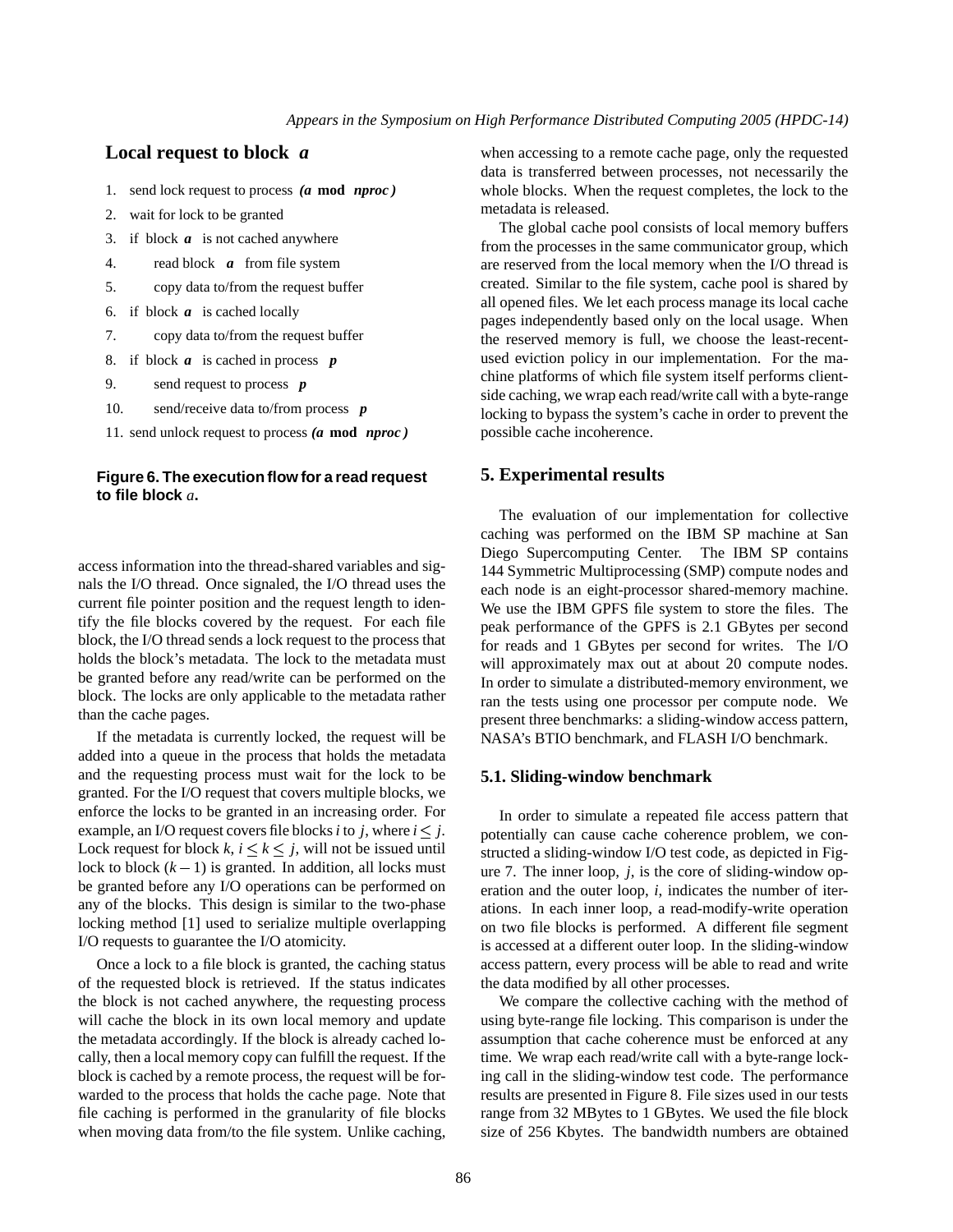**Local request to block *a***

1. send lock request to process *(a* **mod** *nproc)*
2. wait for lock to be granted
3. if block ***a*** is not cached anywhere
4. read block ***a*** from file system
5. copy data to/from the request buffer
6. if block ***a*** is cached locally
7. copy data to/from the request buffer
8. if block ***a*** is cached in process ***p***
9. send request to process ***p***
10. send/receive data to/from process ***p***
11. send unlock request to process *(a* **mod** *nproc)*

**Figure 6. The execution flow for a read request to file block** $a$**.**

access information into the thread-shared variables and signals the I/O thread. Once signaled, the I/O thread uses the current file pointer position and the request length to identify the file blocks covered by the request. For each file block, the I/O thread sends a lock request to the process that holds the block's metadata. The lock to the metadata must be granted before any read/write can be performed on the block. The locks are only applicable to the metadata rather than the cache pages.

If the metadata is currently locked, the request will be added into a queue in the process that holds the metadata and the requesting process must wait for the lock to be granted. For the I/O request that covers multiple blocks, we enforce the locks to be granted in an increasing order. For example, an I/O request covers file blocks $i$ to $j$, where $i \leq j$. Lock request for block $k$, $i \leq k \leq j$, will not be issued until lock to block $(k-1)$ is granted. In addition, all locks must be granted before any I/O operations can be performed on any of the blocks. This design is similar to the two-phase locking method [1] used to serialize multiple overlapping I/O requests to guarantee the I/O atomicity.

Once a lock to a file block is granted, the caching status of the requested block is retrieved. If the status indicates the block is not cached anywhere, the requesting process will cache the block in its own local memory and update the metadata accordingly. If the block is already cached locally, then a local memory copy can fulfill the request. If the block is cached by a remote process, the request will be forwarded to the process that holds the cache page. Note that file caching is performed in the granularity of file blocks when moving data from/to the file system. Unlike caching, when accessing to a remote cache page, only the requested data is transferred between processes, not necessarily the whole blocks. When the request completes, the lock to the metadata is released.

The global cache pool consists of local memory buffers from the processes in the same communicator group, which are reserved from the local memory when the I/O thread is created. Similar to the file system, cache pool is shared by all opened files. We let each process manage its local cache pages independently based only on the local usage. When the reserved memory is full, we choose the least-recent-used eviction policy in our implementation. For the machine platforms of which file system itself performs client-side caching, we wrap each read/write call with a byte-range locking to bypass the system's cache in order to prevent the possible cache incoherence.

## 5. Experimental results

The evaluation of our implementation for collective caching was performed on the IBM SP machine at San Diego Supercomputing Center. The IBM SP contains 144 Symmetric Multiprocessing (SMP) compute nodes and each node is an eight-processor shared-memory machine. We use the IBM GPFS file system to store the files. The peak performance of the GPFS is 2.1 GBytes per second for reads and 1 GBytes per second for writes. The I/O will approximately max out at about 20 compute nodes. In order to simulate a distributed-memory environment, we ran the tests using one processor per compute node. We present three benchmarks: a sliding-window access pattern, NASA's BTIO benchmark, and FLASH I/O benchmark.

### 5.1. Sliding-window benchmark

In order to simulate a repeated file access pattern that potentially can cause cache coherence problem, we constructed a sliding-window I/O test code, as depicted in Figure 7. The inner loop, $j$, is the core of sliding-window operation and the outer loop, $i$, indicates the number of iterations. In each inner loop, a read-modify-write operation on two file blocks is performed. A different file segment is accessed at a different outer loop. In the sliding-window access pattern, every process will be able to read and write the data modified by all other processes.

We compare the collective caching with the method of using byte-range file locking. This comparison is under the assumption that cache coherence must be enforced at any time. We wrap each read/write call with a byte-range locking call in the sliding-window test code. The performance results are presented in Figure 8. File sizes used in our tests range from 32 MBytes to 1 GBytes. We used the file block size of 256 Kbytes. The bandwidth numbers are obtained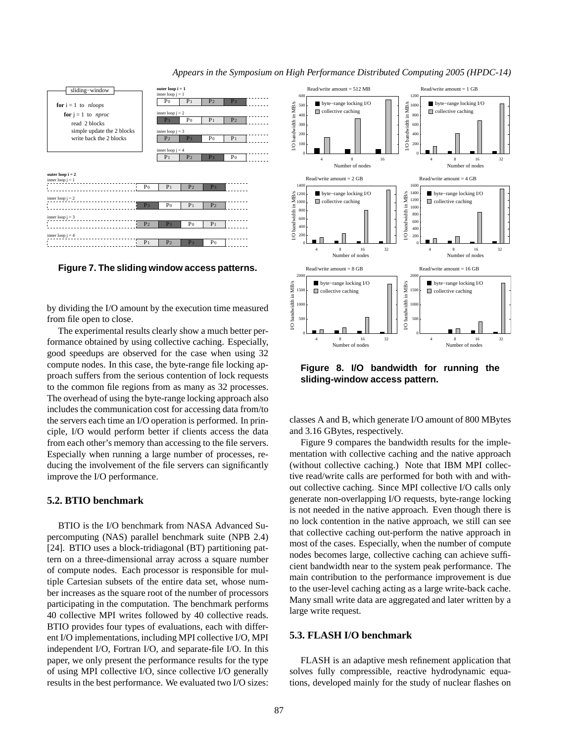```
for i = 1 to nloops
    for j = 1 to nproc
        read 2 blocks
        simple update the 2 blocks
        write back the 2 blocks
```

**Figure 7. The sliding window access patterns.**

by dividing the I/O amount by the execution time measured from file open to close.

The experimental results clearly show a much better performance obtained by using collective caching. Especially, good speedups are observed for the case when using 32 compute nodes. In this case, the byte-range file locking approach suffers from the serious contention of lock requests to the common file regions from as many as 32 processes. The overhead of using the byte-range locking approach also includes the communication cost for accessing data from/to the servers each time an I/O operation is performed. In principle, I/O would perform better if clients access the data from each other's memory than accessing to the file servers. Especially when running a large number of processes, reducing the involvement of the file servers can significantly improve the I/O performance.

### 5.2. BTIO benchmark

BTIO is the I/O benchmark from NASA Advanced Supercomputing (NAS) parallel benchmark suite (NPB 2.4) [24]. BTIO uses a block-tridiagonal (BT) partitioning pattern on a three-dimensional array across a square number of compute nodes. Each processor is responsible for multiple Cartesian subsets of the entire data set, whose number increases as the square root of the number of processors participating in the computation. The benchmark performs 40 collective MPI writes followed by 40 collective reads. BTIO provides four types of evaluations, each with different I/O implementations, including MPI collective I/O, MPI independent I/O, Fortran I/O, and separate-file I/O. In this paper, we only present the performance results for the type of using MPI collective I/O, since collective I/O generally results in the best performance. We evaluated two I/O sizes: classes A and B, which generate I/O amount of 800 MBytes and 3.16 GBytes, respectively.

**Figure 8. I/O bandwidth for running the sliding-window access pattern.**

Figure 9 compares the bandwidth results for the implementation with collective caching and the native approach (without collective caching.) Note that IBM MPI collective read/write calls are performed for both with and without collective caching. Since MPI collective I/O calls only generate non-overlapping I/O requests, byte-range locking is not needed in the native approach. Even though there is no lock contention in the native approach, we still can see that collective caching out-perform the native approach in most of the cases. Especially, when the number of compute nodes becomes large, collective caching can achieve sufficient bandwidth near to the system peak performance. The main contribution to the performance improvement is due to the user-level caching acting as a large write-back cache. Many small write data are aggregated and later written by a large write request.

### 5.3. FLASH I/O benchmark

FLASH is an adaptive mesh refinement application that solves fully compressible, reactive hydrodynamic equations, developed mainly for the study of nuclear flashes on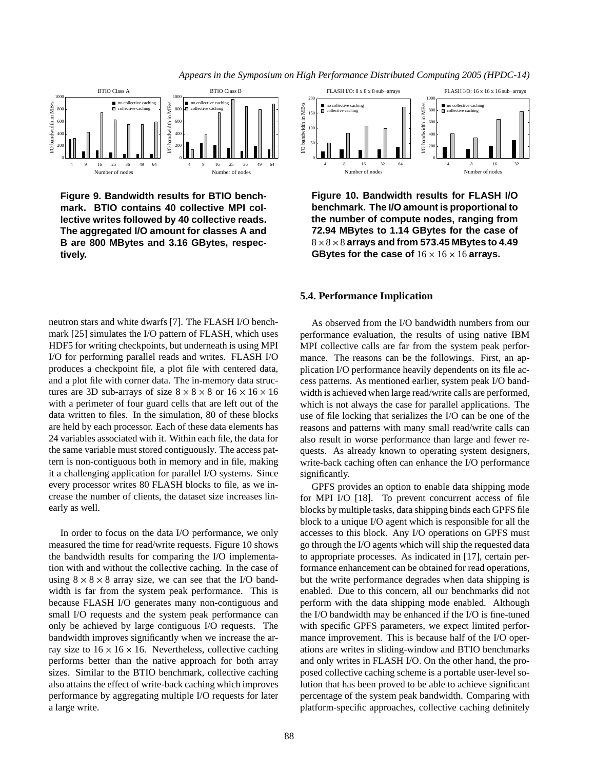**Figure 9. Bandwidth results for BTIO benchmark. BTIO contains 40 collective MPI collective writes followed by 40 collective reads. The aggregated I/O amount for classes A and B are 800 MBytes and 3.16 GBytes, respectively.**

**Figure 10. Bandwidth results for FLASH I/O benchmark. The I/O amount is proportional to the number of compute nodes, ranging from 72.94 MBytes to 1.14 GBytes for the case of $8 \times 8 \times 8$ arrays and from 573.45 MBytes to 4.49 GBytes for the case of $16 \times 16 \times 16$ arrays.**

neutron stars and white dwarfs [7]. The FLASH I/O benchmark [25] simulates the I/O pattern of FLASH, which uses HDF5 for writing checkpoints, but underneath is using MPI I/O for performing parallel reads and writes. FLASH I/O produces a checkpoint file, a plot file with centered data, and a plot file with corner data. The in-memory data structures are 3D sub-arrays of size $8 \times 8 \times 8$ or $16 \times 16 \times 16$ with a perimeter of four guard cells that are left out of the data written to files. In the simulation, 80 of these blocks are held by each processor. Each of these data elements has 24 variables associated with it. Within each file, the data for the same variable must stored contiguously. The access pattern is non-contiguous both in memory and in file, making it a challenging application for parallel I/O systems. Since every processor writes 80 FLASH blocks to file, as we increase the number of clients, the dataset size increases linearly as well.

In order to focus on the data I/O performance, we only measured the time for read/write requests. Figure 10 shows the bandwidth results for comparing the I/O implementation with and without the collective caching. In the case of using $8 \times 8 \times 8$ array size, we can see that the I/O bandwidth is far from the system peak performance. This is because FLASH I/O generates many non-contiguous and small I/O requests and the system peak performance can only be achieved by large contiguous I/O requests. The bandwidth improves significantly when we increase the array size to $16 \times 16 \times 16$. Nevertheless, collective caching performs better than the native approach for both array sizes. Similar to the BTIO benchmark, collective caching also attains the effect of write-back caching which improves performance by aggregating multiple I/O requests for later a large write.

### 5.4. Performance Implication

As observed from the I/O bandwidth numbers from our performance evaluation, the results of using native IBM MPI collective calls are far from the system peak performance. The reasons can be the followings. First, an application I/O performance heavily dependents on its file access patterns. As mentioned earlier, system peak I/O bandwidth is achieved when large read/write calls are performed, which is not always the case for parallel applications. The use of file locking that serializes the I/O can be one of the reasons and patterns with many small read/write calls can also result in worse performance than large and fewer requests. As already known to operating system designers, write-back caching often can enhance the I/O performance significantly.

GPFS provides an option to enable data shipping mode for MPI I/O [18]. To prevent concurrent access of file blocks by multiple tasks, data shipping binds each GPFS file block to a unique I/O agent which is responsible for all the accesses to this block. Any I/O operations on GPFS must go through the I/O agents which will ship the requested data to appropriate processes. As indicated in [17], certain performance enhancement can be obtained for read operations, but the write performance degrades when data shipping is enabled. Due to this concern, all our benchmarks did not perform with the data shipping mode enabled. Although the I/O bandwidth may be enhanced if the I/O is fine-tuned with specific GPFS parameters, we expect limited performance improvement. This is because half of the I/O operations are writes in sliding-window and BTIO benchmarks and only writes in FLASH I/O. On the other hand, the proposed collective caching scheme is a portable user-level solution that has been proved to be able to achieve significant percentage of the system peak bandwidth. Comparing with platform-specific approaches, collective caching definitely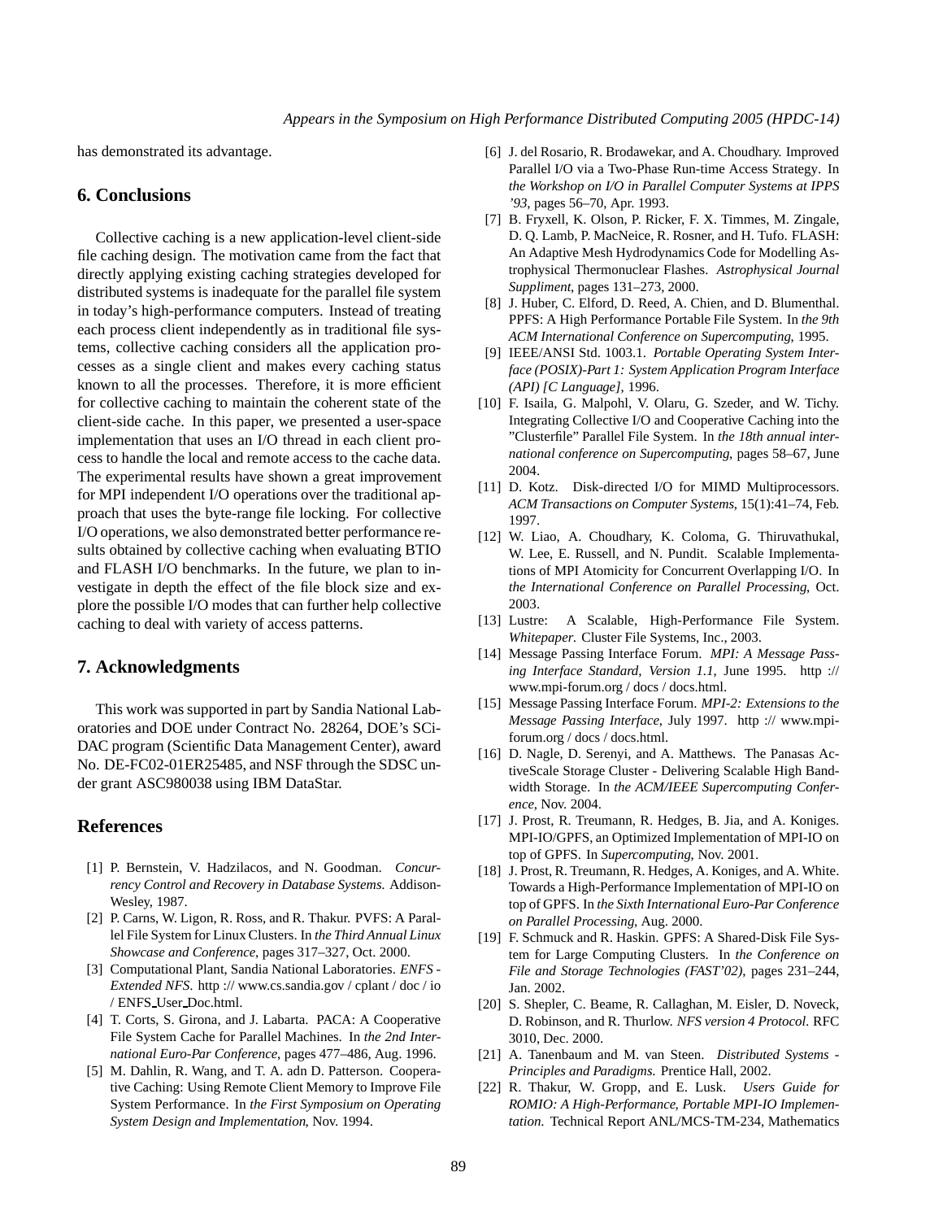has demonstrated its advantage.

## 6. Conclusions

Collective caching is a new application-level client-side file caching design. The motivation came from the fact that directly applying existing caching strategies developed for distributed systems is inadequate for the parallel file system in today's high-performance computers. Instead of treating each process client independently as in traditional file systems, collective caching considers all the application processes as a single client and makes every caching status known to all the processes. Therefore, it is more efficient for collective caching to maintain the coherent state of the client-side cache. In this paper, we presented a user-space implementation that uses an I/O thread in each client process to handle the local and remote access to the cache data. The experimental results have shown a great improvement for MPI independent I/O operations over the traditional approach that uses the byte-range file locking. For collective I/O operations, we also demonstrated better performance results obtained by collective caching when evaluating BTIO and FLASH I/O benchmarks. In the future, we plan to investigate in depth the effect of the file block size and explore the possible I/O modes that can further help collective caching to deal with variety of access patterns.

## 7. Acknowledgments

This work was supported in part by Sandia National Laboratories and DOE under Contract No. 28264, DOE's SciDAC program (Scientific Data Management Center), award No. DE-FC02-01ER25485, and NSF through the SDSC under grant ASC980038 using IBM DataStar.

## References

[1] P. Bernstein, V. Hadzilacos, and N. Goodman. *Concurrency Control and Recovery in Database Systems.* Addison-Wesley, 1987.

[2] P. Carns, W. Ligon, R. Ross, and R. Thakur. PVFS: A Parallel File System for Linux Clusters. In *the Third Annual Linux Showcase and Conference*, pages 317–327, Oct. 2000.

[3] Computational Plant, Sandia National Laboratories. *ENFS - Extended NFS.* http :// www.cs.sandia.gov / cplant / doc / io / ENFS_User_Doc.html.

[4] T. Corts, S. Girona, and J. Labarta. PACA: A Cooperative File System Cache for Parallel Machines. In *the 2nd International Euro-Par Conference*, pages 477–486, Aug. 1996.

[5] M. Dahlin, R. Wang, and T. A. adn D. Patterson. Cooperative Caching: Using Remote Client Memory to Improve File System Performance. In *the First Symposium on Operating System Design and Implementation*, Nov. 1994.

[6] J. del Rosario, R. Brodawekar, and A. Choudhary. Improved Parallel I/O via a Two-Phase Run-time Access Strategy. In *the Workshop on I/O in Parallel Computer Systems at IPPS '93*, pages 56–70, Apr. 1993.

[7] B. Fryxell, K. Olson, P. Ricker, F. X. Timmes, M. Zingale, D. Q. Lamb, P. MacNeice, R. Rosner, and H. Tufo. FLASH: An Adaptive Mesh Hydrodynamics Code for Modelling Astrophysical Thermonuclear Flashes. *Astrophysical Journal Suppliment*, pages 131–273, 2000.

[8] J. Huber, C. Elford, D. Reed, A. Chien, and D. Blumenthal. PPFS: A High Performance Portable File System. In *the 9th ACM International Conference on Supercomputing*, 1995.

[9] IEEE/ANSI Std. 1003.1. *Portable Operating System Interface (POSIX)-Part 1: System Application Program Interface (API) [C Language]*, 1996.

[10] F. Isaila, G. Malpohl, V. Olaru, G. Szeder, and W. Tichy. Integrating Collective I/O and Cooperative Caching into the "Clusterfile" Parallel File System. In *the 18th annual international conference on Supercomputing*, pages 58–67, June 2004.

[11] D. Kotz. Disk-directed I/O for MIMD Multiprocessors. *ACM Transactions on Computer Systems*, 15(1):41–74, Feb. 1997.

[12] W. Liao, A. Choudhary, K. Coloma, G. Thiruvathukal, W. Lee, E. Russell, and N. Pundit. Scalable Implementations of MPI Atomicity for Concurrent Overlapping I/O. In *the International Conference on Parallel Processing*, Oct. 2003.

[13] Lustre: A Scalable, High-Performance File System. *Whitepaper.* Cluster File Systems, Inc., 2003.

[14] Message Passing Interface Forum. *MPI: A Message Passing Interface Standard, Version 1.1*, June 1995. http :// www.mpi-forum.org / docs / docs.html.

[15] Message Passing Interface Forum. *MPI-2: Extensions to the Message Passing Interface*, July 1997. http :// www.mpi-forum.org / docs / docs.html.

[16] D. Nagle, D. Serenyi, and A. Matthews. The Panasas ActiveScale Storage Cluster - Delivering Scalable High Bandwidth Storage. In *the ACM/IEEE Supercomputing Conference*, Nov. 2004.

[17] J. Prost, R. Treumann, R. Hedges, B. Jia, and A. Koniges. MPI-IO/GPFS, an Optimized Implementation of MPI-IO on top of GPFS. In *Supercomputing*, Nov. 2001.

[18] J. Prost, R. Treumann, R. Hedges, A. Koniges, and A. White. Towards a High-Performance Implementation of MPI-IO on top of GPFS. In *the Sixth International Euro-Par Conference on Parallel Processing*, Aug. 2000.

[19] F. Schmuck and R. Haskin. GPFS: A Shared-Disk File System for Large Computing Clusters. In *the Conference on File and Storage Technologies (FAST'02)*, pages 231–244, Jan. 2002.

[20] S. Shepler, C. Beame, R. Callaghan, M. Eisler, D. Noveck, D. Robinson, and R. Thurlow. *NFS version 4 Protocol.* RFC 3010, Dec. 2000.

[21] A. Tanenbaum and M. van Steen. *Distributed Systems - Principles and Paradigms.* Prentice Hall, 2002.

[22] R. Thakur, W. Gropp, and E. Lusk. *Users Guide for ROMIO: A High-Performance, Portable MPI-IO Implementation.* Technical Report ANL/MCS-TM-234, Mathematics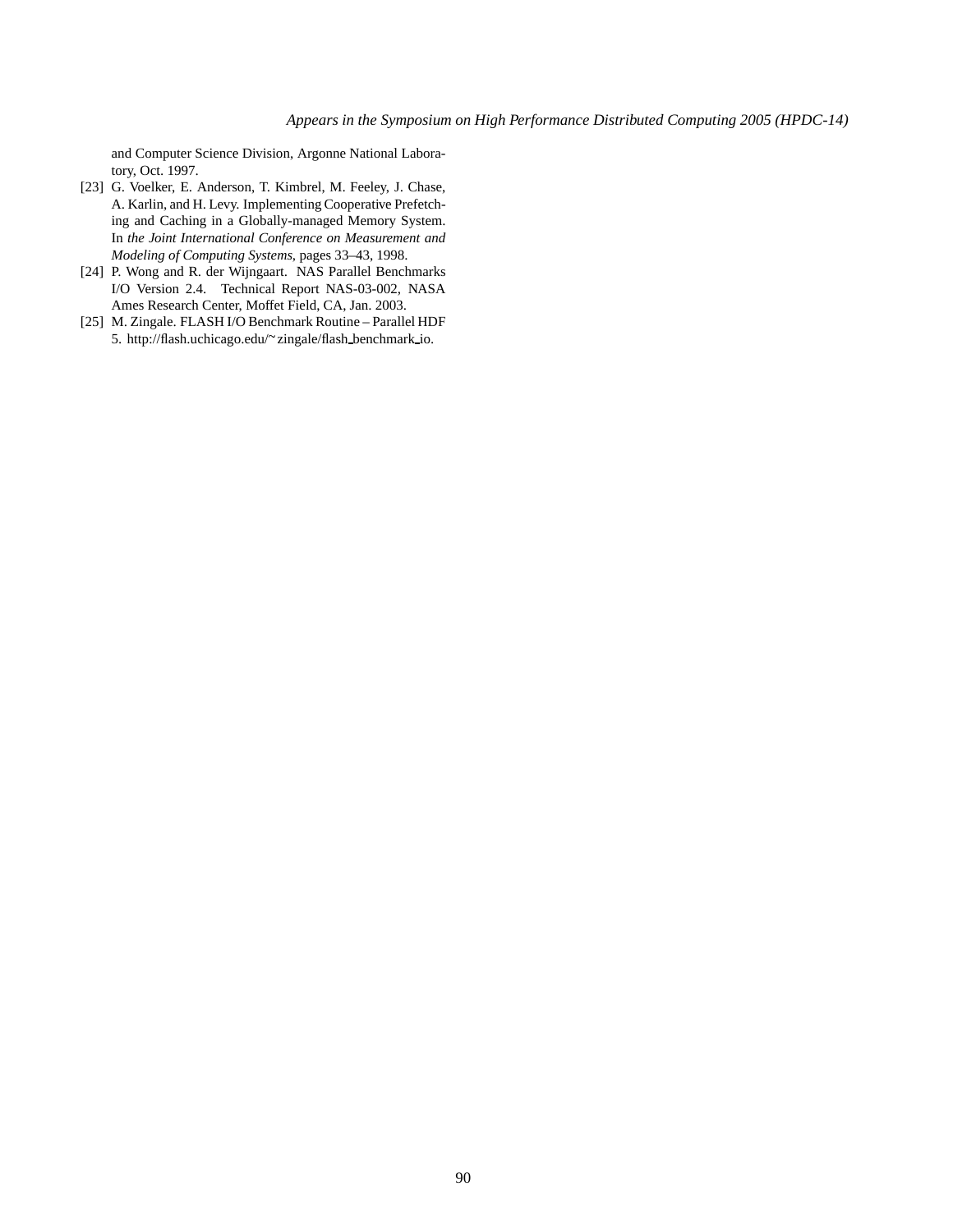and Computer Science Division, Argonne National Laboratory, Oct. 1997.

[23] G. Voelker, E. Anderson, T. Kimbrel, M. Feeley, J. Chase, A. Karlin, and H. Levy. Implementing Cooperative Prefetching and Caching in a Globally-managed Memory System. In *the Joint International Conference on Measurement and Modeling of Computing Systems*, pages 33–43, 1998.

[24] P. Wong and R. der Wijngaart. NAS Parallel Benchmarks I/O Version 2.4. Technical Report NAS-03-002, NASA Ames Research Center, Moffet Field, CA, Jan. 2003.

[25] M. Zingale. FLASH I/O Benchmark Routine – Parallel HDF 5. http://flash.uchicago.edu/~zingale/flash_benchmark_io.